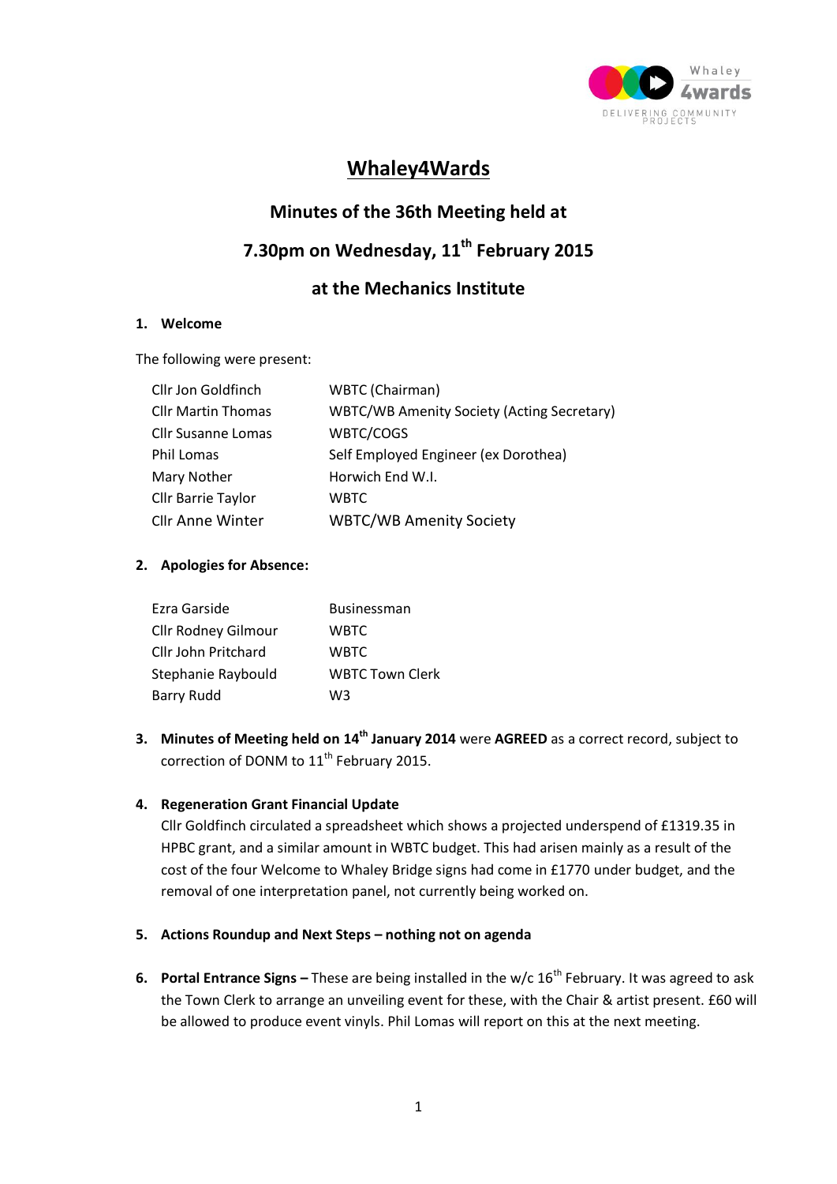Whaley 4wards DELIVERING COMMUNITY PROJECTS

# Whaley4Wards

## Minutes of the 36th Meeting held at

## 7.30pm on Wednesday, 11th February 2015

## at the Mechanics Institute

**1. Welcome**

The following were present:

| | |
|---|---|
| Cllr Jon Goldfinch | WBTC (Chairman) |
| Cllr Martin Thomas | WBTC/WB Amenity Society (Acting Secretary) |
| Cllr Susanne Lomas | WBTC/COGS |
| Phil Lomas | Self Employed Engineer (ex Dorothea) |
| Mary Nother | Horwich End W.I. |
| Cllr Barrie Taylor | WBTC |
| Cllr Anne Winter | WBTC/WB Amenity Society |

**2. Apologies for Absence:**

| | |
|---|---|
| Ezra Garside | Businessman |
| Cllr Rodney Gilmour | WBTC |
| Cllr John Pritchard | WBTC |
| Stephanie Raybould | WBTC Town Clerk |
| Barry Rudd | W3 |

**3. Minutes of Meeting held on 14th January 2014** were **AGREED** as a correct record, subject to correction of DONM to 11th February 2015.

**4. Regeneration Grant Financial Update**

Cllr Goldfinch circulated a spreadsheet which shows a projected underspend of £1319.35 in HPBC grant, and a similar amount in WBTC budget. This had arisen mainly as a result of the cost of the four Welcome to Whaley Bridge signs had come in £1770 under budget, and the removal of one interpretation panel, not currently being worked on.

**5. Actions Roundup and Next Steps – nothing not on agenda**

**6. Portal Entrance Signs –** These are being installed in the w/c 16th February. It was agreed to ask the Town Clerk to arrange an unveiling event for these, with the Chair & artist present. £60 will be allowed to produce event vinyls. Phil Lomas will report on this at the next meeting.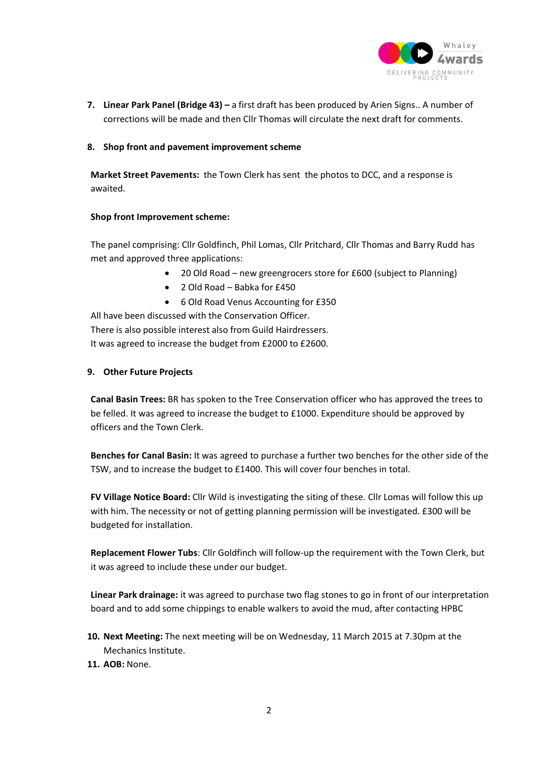7. **Linear Park Panel (Bridge 43) –** a first draft has been produced by Arien Signs.. A number of corrections will be made and then Cllr Thomas will circulate the next draft for comments.

8. **Shop front and pavement improvement scheme**

**Market Street Pavements:** the Town Clerk has sent the photos to DCC, and a response is awaited.

**Shop front Improvement scheme:**

The panel comprising: Cllr Goldfinch, Phil Lomas, Cllr Pritchard, Cllr Thomas and Barry Rudd has met and approved three applications:

- 20 Old Road – new greengrocers store for £600 (subject to Planning)
- 2 Old Road – Babka for £450
- 6 Old Road Venus Accounting for £350

All have been discussed with the Conservation Officer.
There is also possible interest also from Guild Hairdressers.
It was agreed to increase the budget from £2000 to £2600.

9. **Other Future Projects**

**Canal Basin Trees:** BR has spoken to the Tree Conservation officer who has approved the trees to be felled. It was agreed to increase the budget to £1000. Expenditure should be approved by officers and the Town Clerk.

**Benches for Canal Basin:** It was agreed to purchase a further two benches for the other side of the TSW, and to increase the budget to £1400. This will cover four benches in total.

**FV Village Notice Board:** Cllr Wild is investigating the siting of these. Cllr Lomas will follow this up with him. The necessity or not of getting planning permission will be investigated. £300 will be budgeted for installation.

**Replacement Flower Tubs**: Cllr Goldfinch will follow-up the requirement with the Town Clerk, but it was agreed to include these under our budget.

**Linear Park drainage:** it was agreed to purchase two flag stones to go in front of our interpretation board and to add some chippings to enable walkers to avoid the mud, after contacting HPBC

10. **Next Meeting:** The next meeting will be on Wednesday, 11 March 2015 at 7.30pm at the Mechanics Institute.
11. **AOB:** None.